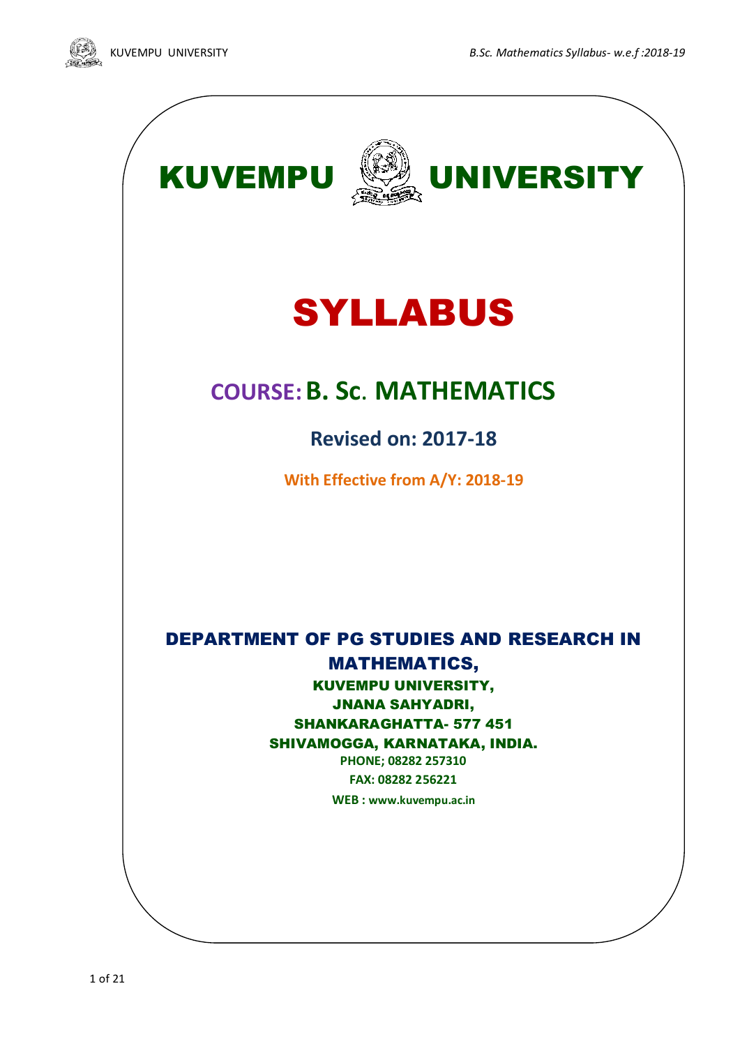# KUVEMPU UNIVERSITY

# SYLLABUS

## COURSE: B. Sc. MATHEMATICS

### Revised on: 2017-18

**With Effective from A/Y: 2018-19**

**DEPARTMENT OF PG STUDIES AND RESEARCH IN MATHEMATICS,**

**KUVEMPU UNIVERSITY,**

**JNANA SAHYADRI,**

**SHANKARAGHATTA- 577 451**

**SHIVAMOGGA, KARNATAKA, INDIA.**

**PHONE; 08282 257310**

**FAX: 08282 256221**

**WEB : www.kuvempu.ac.in**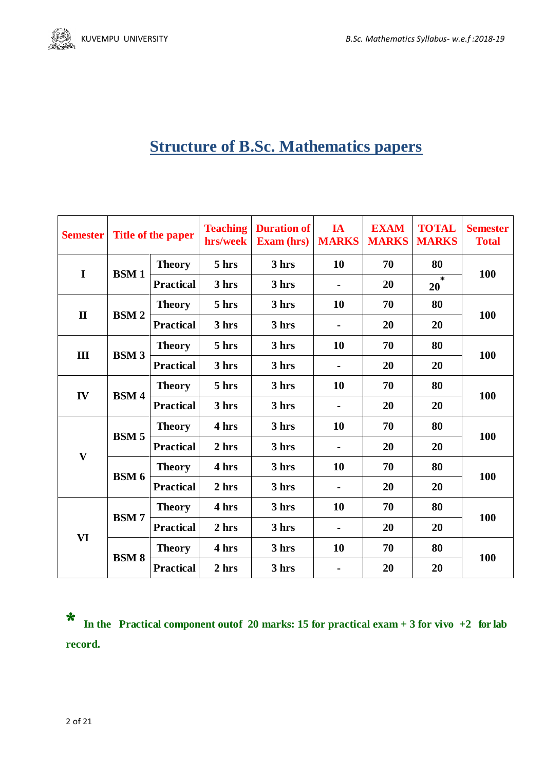# Structure of B.Sc. Mathematics papers

| Semester | Title of the paper | | Teaching hrs/week | Duration of Exam (hrs) | IA MARKS | EXAM MARKS | TOTAL MARKS | Semester Total |
|---|---|---|---|---|---|---|---|---|
| I | BSM 1 | Theory | 5 hrs | 3 hrs | 10 | 70 | 80 | 100 |
| | | Practical | 3 hrs | 3 hrs | - | 20 | 20* | |
| II | BSM 2 | Theory | 5 hrs | 3 hrs | 10 | 70 | 80 | 100 |
| | | Practical | 3 hrs | 3 hrs | - | 20 | 20 | |
| III | BSM 3 | Theory | 5 hrs | 3 hrs | 10 | 70 | 80 | 100 |
| | | Practical | 3 hrs | 3 hrs | - | 20 | 20 | |
| IV | BSM 4 | Theory | 5 hrs | 3 hrs | 10 | 70 | 80 | 100 |
| | | Practical | 3 hrs | 3 hrs | - | 20 | 20 | |
| V | BSM 5 | Theory | 4 hrs | 3 hrs | 10 | 70 | 80 | 100 |
| | | Practical | 2 hrs | 3 hrs | - | 20 | 20 | |
| | BSM 6 | Theory | 4 hrs | 3 hrs | 10 | 70 | 80 | 100 |
| | | Practical | 2 hrs | 3 hrs | - | 20 | 20 | |
| VI | BSM 7 | Theory | 4 hrs | 3 hrs | 10 | 70 | 80 | 100 |
| | | Practical | 2 hrs | 3 hrs | - | 20 | 20 | |
| | BSM 8 | Theory | 4 hrs | 3 hrs | 10 | 70 | 80 | 100 |
| | | Practical | 2 hrs | 3 hrs | - | 20 | 20 | |

**\* In the Practical component outof 20 marks: 15 for practical exam + 3 for vivo +2 for lab record.**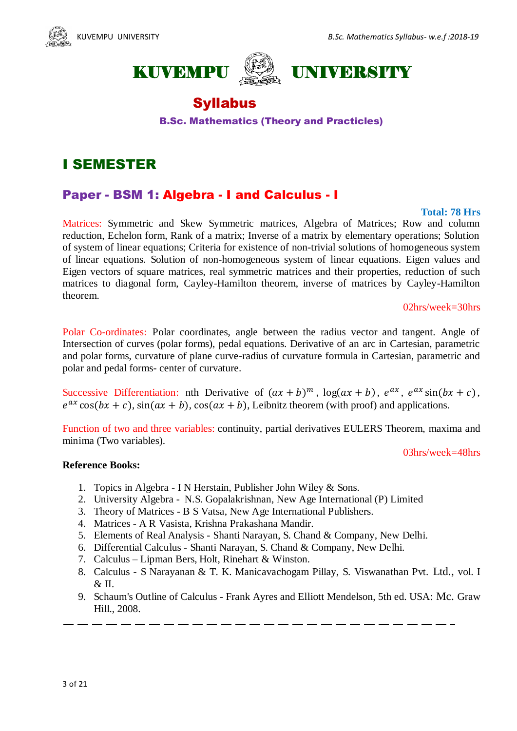# KUVEMPU UNIVERSITY

## Syllabus

### B.Sc. Mathematics (Theory and Practicles)

## I SEMESTER

### Paper - BSM 1: Algebra - I and Calculus - I

**Total: 78 Hrs**

Matrices: Symmetric and Skew Symmetric matrices, Algebra of Matrices; Row and column reduction, Echelon form, Rank of a matrix; Inverse of a matrix by elementary operations; Solution of system of linear equations; Criteria for existence of non-trivial solutions of homogeneous system of linear equations. Solution of non-homogeneous system of linear equations. Eigen values and Eigen vectors of square matrices, real symmetric matrices and their properties, reduction of such matrices to diagonal form, Cayley-Hamilton theorem, inverse of matrices by Cayley-Hamilton theorem.

02hrs/week=30hrs

Polar Co-ordinates: Polar coordinates, angle between the radius vector and tangent. Angle of Intersection of curves (polar forms), pedal equations. Derivative of an arc in Cartesian, parametric and polar forms, curvature of plane curve-radius of curvature formula in Cartesian, parametric and polar and pedal forms- center of curvature.

Successive Differentiation: nth Derivative of $(ax+b)^m$, $\log(ax+b)$, $e^{ax}$, $e^{ax}\sin(bx+c)$, $e^{ax}\cos(bx+c)$, $\sin(ax+b)$, $\cos(ax+b)$, Leibnitz theorem (with proof) and applications.

Function of two and three variables: continuity, partial derivatives EULERS Theorem, maxima and minima (Two variables).

03hrs/week=48hrs

**Reference Books:**

1. Topics in Algebra - I N Herstain, Publisher John Wiley & Sons.
2. University Algebra - N.S. Gopalakrishnan, New Age International (P) Limited
3. Theory of Matrices - B S Vatsa, New Age International Publishers.
4. Matrices - A R Vasista, Krishna Prakashana Mandir.
5. Elements of Real Analysis - Shanti Narayan, S. Chand & Company, New Delhi.
6. Differential Calculus - Shanti Narayan, S. Chand & Company, New Delhi.
7. Calculus – Lipman Bers, Holt, Rinehart & Winston.
8. Calculus - S Narayanan & T. K. Manicavachogam Pillay, S. Viswanathan Pvt. Ltd., vol. I & II.
9. Schaum's Outline of Calculus - Frank Ayres and Elliott Mendelson, 5th ed. USA: Mc. Graw Hill., 2008.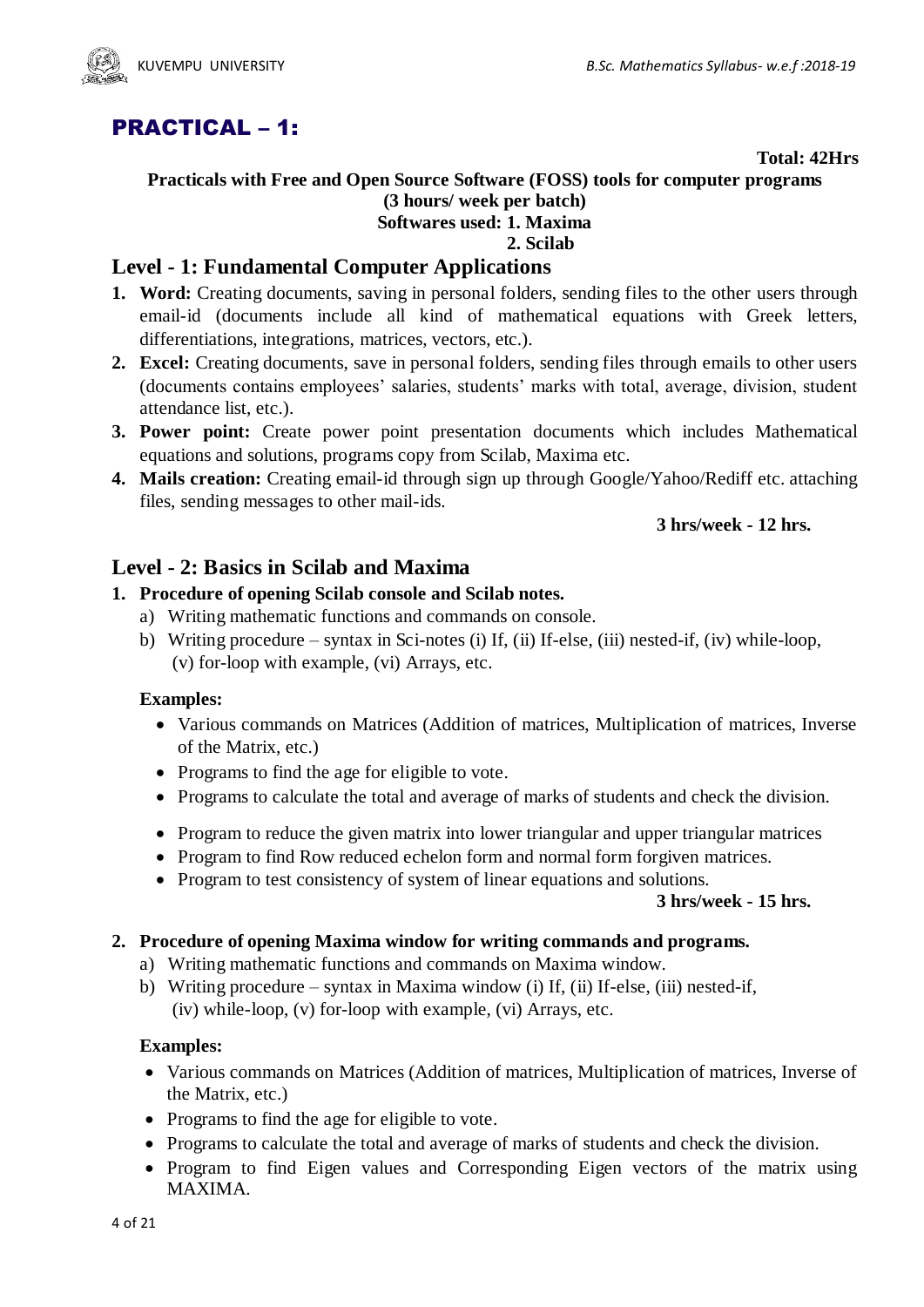# PRACTICAL – 1:

**Total: 42Hrs**

**Practicals with Free and Open Source Software (FOSS) tools for computer programs**
**(3 hours/ week per batch)**
**Softwares used: 1. Maxima**
**2. Scilab**

## Level - 1: Fundamental Computer Applications

1. **Word:** Creating documents, saving in personal folders, sending files to the other users through email-id (documents include all kind of mathematical equations with Greek letters, differentiations, integrations, matrices, vectors, etc.).
2. **Excel:** Creating documents, save in personal folders, sending files through emails to other users (documents contains employees' salaries, students' marks with total, average, division, student attendance list, etc.).
3. **Power point:** Create power point presentation documents which includes Mathematical equations and solutions, programs copy from Scilab, Maxima etc.
4. **Mails creation:** Creating email-id through sign up through Google/Yahoo/Rediff etc. attaching files, sending messages to other mail-ids.

**3 hrs/week - 12 hrs.**

## Level - 2: Basics in Scilab and Maxima

1. **Procedure of opening Scilab console and Scilab notes.**
   a) Writing mathematic functions and commands on console.
   b) Writing procedure – syntax in Sci-notes (i) If, (ii) If-else, (iii) nested-if, (iv) while-loop, (v) for-loop with example, (vi) Arrays, etc.

   **Examples:**
   - Various commands on Matrices (Addition of matrices, Multiplication of matrices, Inverse of the Matrix, etc.)
   - Programs to find the age for eligible to vote.
   - Programs to calculate the total and average of marks of students and check the division.
   - Program to reduce the given matrix into lower triangular and upper triangular matrices
   - Program to find Row reduced echelon form and normal form forgiven matrices.
   - Program to test consistency of system of linear equations and solutions.

   **3 hrs/week - 15 hrs.**

2. **Procedure of opening Maxima window for writing commands and programs.**
   a) Writing mathematic functions and commands on Maxima window.
   b) Writing procedure – syntax in Maxima window (i) If, (ii) If-else, (iii) nested-if, (iv) while-loop, (v) for-loop with example, (vi) Arrays, etc.

   **Examples:**
   - Various commands on Matrices (Addition of matrices, Multiplication of matrices, Inverse of the Matrix, etc.)
   - Programs to find the age for eligible to vote.
   - Programs to calculate the total and average of marks of students and check the division.
   - Program to find Eigen values and Corresponding Eigen vectors of the matrix using MAXIMA.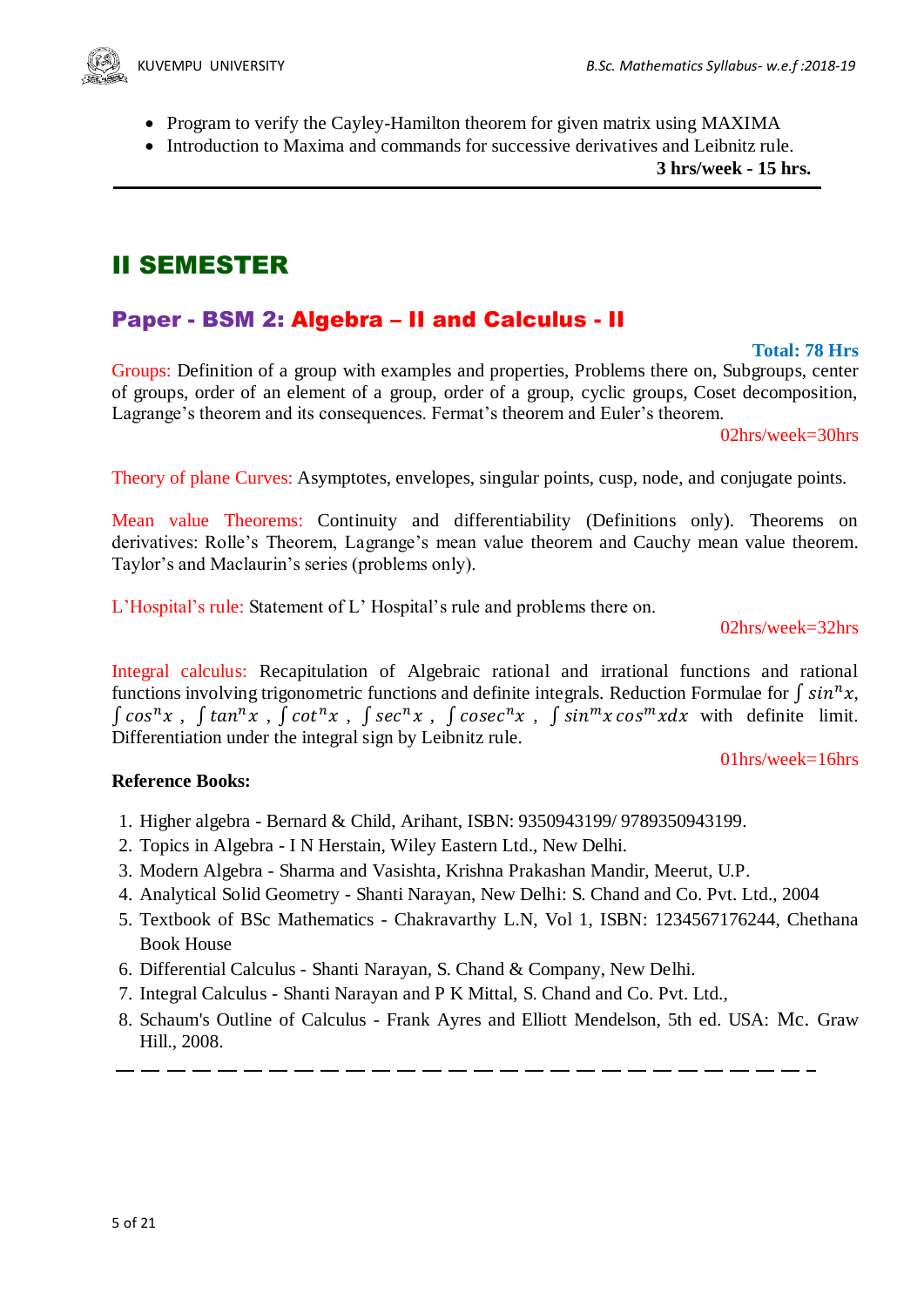- Program to verify the Cayley-Hamilton theorem for given matrix using MAXIMA
- Introduction to Maxima and commands for successive derivatives and Leibnitz rule.

**3 hrs/week - 15 hrs.**

---

# II SEMESTER

## Paper - BSM 2: Algebra – II and Calculus - II

**Total: 78 Hrs**

Groups: Definition of a group with examples and properties, Problems there on, Subgroups, center of groups, order of an element of a group, order of a group, cyclic groups, Coset decomposition, Lagrange's theorem and its consequences. Fermat's theorem and Euler's theorem.

02hrs/week=30hrs

Theory of plane Curves: Asymptotes, envelopes, singular points, cusp, node, and conjugate points.

Mean value Theorems: Continuity and differentiability (Definitions only). Theorems on derivatives: Rolle's Theorem, Lagrange's mean value theorem and Cauchy mean value theorem. Taylor's and Maclaurin's series (problems only).

L'Hospital's rule: Statement of L' Hospital's rule and problems there on.

02hrs/week=32hrs

Integral calculus: Recapitulation of Algebraic rational and irrational functions and rational functions involving trigonometric functions and definite integrals. Reduction Formulae for $\int sin^n x$, $\int cos^n x$ , $\int tan^n x$ , $\int cot^n x$ , $\int sec^n x$ , $\int cosec^n x$ , $\int sin^m x \, cos^m x dx$ with definite limit. Differentiation under the integral sign by Leibnitz rule.

01hrs/week=16hrs

**Reference Books:**

1. Higher algebra - Bernard & Child, Arihant, ISBN: 9350943199/ 9789350943199.
2. Topics in Algebra - I N Herstain, Wiley Eastern Ltd., New Delhi.
3. Modern Algebra - Sharma and Vasishta, Krishna Prakashan Mandir, Meerut, U.P.
4. Analytical Solid Geometry - Shanti Narayan, New Delhi: S. Chand and Co. Pvt. Ltd., 2004
5. Textbook of BSc Mathematics - Chakravarthy L.N, Vol 1, ISBN: 1234567176244, Chethana Book House
6. Differential Calculus - Shanti Narayan, S. Chand & Company, New Delhi.
7. Integral Calculus - Shanti Narayan and P K Mittal, S. Chand and Co. Pvt. Ltd.,
8. Schaum's Outline of Calculus - Frank Ayres and Elliott Mendelson, 5th ed. USA: Mc. Graw Hill., 2008.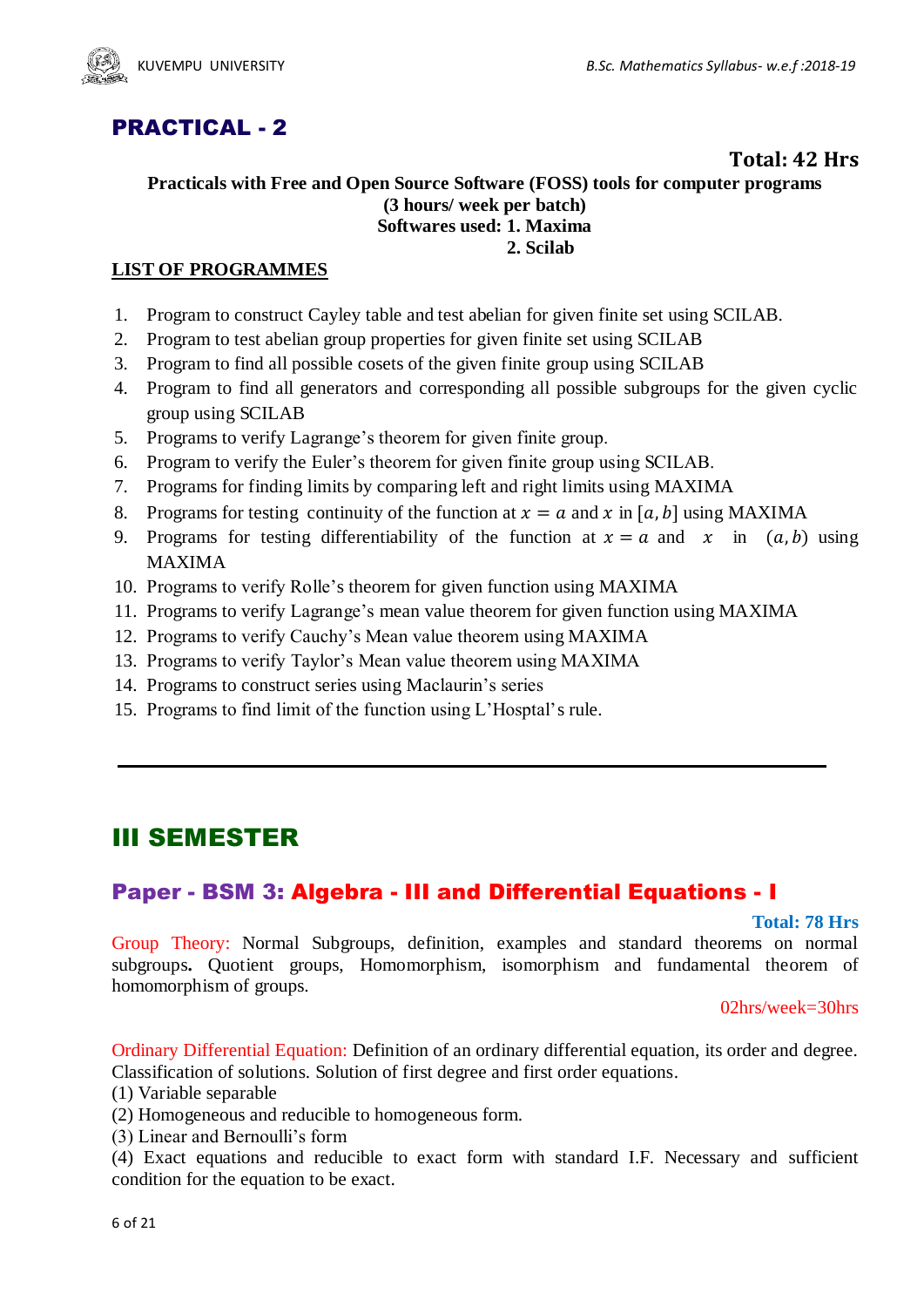## PRACTICAL - 2

**Total: 42 Hrs**

**Practicals with Free and Open Source Software (FOSS) tools for computer programs**
**(3 hours/ week per batch)**
**Softwares used: 1. Maxima**
**2. Scilab**

**LIST OF PROGRAMMES**

1. Program to construct Cayley table and test abelian for given finite set using SCILAB.
2. Program to test abelian group properties for given finite set using SCILAB
3. Program to find all possible cosets of the given finite group using SCILAB
4. Program to find all generators and corresponding all possible subgroups for the given cyclic group using SCILAB
5. Programs to verify Lagrange's theorem for given finite group.
6. Program to verify the Euler's theorem for given finite group using SCILAB.
7. Programs for finding limits by comparing left and right limits using MAXIMA
8. Programs for testing continuity of the function at $x = a$ and $x$ in $[a, b]$ using MAXIMA
9. Programs for testing differentiability of the function at $x = a$ and $x$ in $(a, b)$ using MAXIMA
10. Programs to verify Rolle's theorem for given function using MAXIMA
11. Programs to verify Lagrange's mean value theorem for given function using MAXIMA
12. Programs to verify Cauchy's Mean value theorem using MAXIMA
13. Programs to verify Taylor's Mean value theorem using MAXIMA
14. Programs to construct series using Maclaurin's series
15. Programs to find limit of the function using L'Hosptal's rule.

---

# III SEMESTER

## Paper - BSM 3: Algebra - III and Differential Equations - I

**Total: 78 Hrs**

Group Theory: Normal Subgroups, definition, examples and standard theorems on normal subgroups**.** Quotient groups, Homomorphism, isomorphism and fundamental theorem of homomorphism of groups.

02hrs/week=30hrs

Ordinary Differential Equation: Definition of an ordinary differential equation, its order and degree. Classification of solutions. Solution of first degree and first order equations.
(1) Variable separable
(2) Homogeneous and reducible to homogeneous form.
(3) Linear and Bernoulli's form
(4) Exact equations and reducible to exact form with standard I.F. Necessary and sufficient condition for the equation to be exact.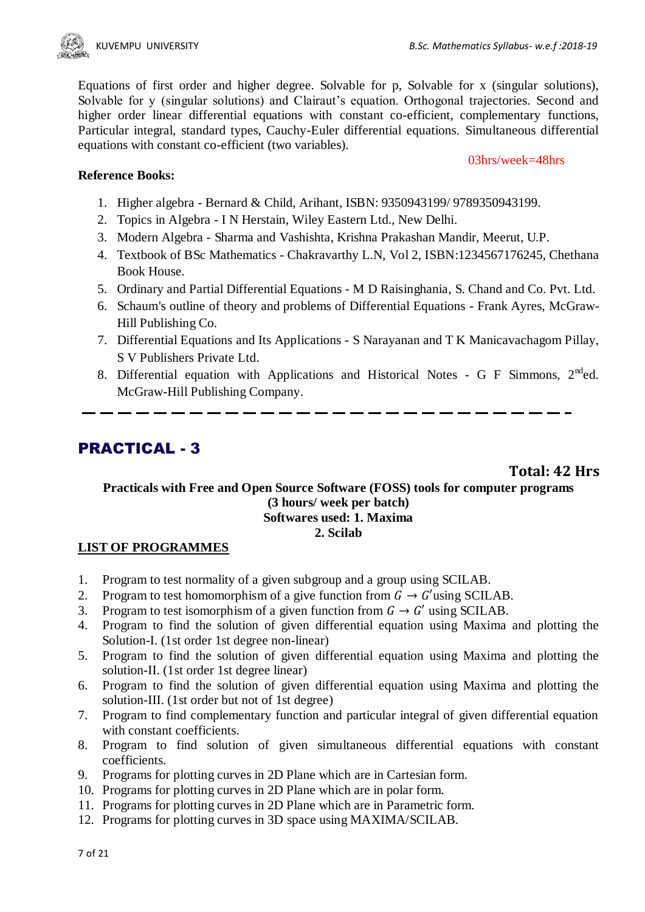Equations of first order and higher degree. Solvable for p, Solvable for x (singular solutions), Solvable for y (singular solutions) and Clairaut's equation. Orthogonal trajectories. Second and higher order linear differential equations with constant co-efficient, complementary functions, Particular integral, standard types, Cauchy-Euler differential equations. Simultaneous differential equations with constant co-efficient (two variables).

03hrs/week=48hrs

**Reference Books:**

1. Higher algebra - Bernard & Child, Arihant, ISBN: 9350943199/ 9789350943199.
2. Topics in Algebra - I N Herstain, Wiley Eastern Ltd., New Delhi.
3. Modern Algebra - Sharma and Vashishta, Krishna Prakashan Mandir, Meerut, U.P.
4. Textbook of BSc Mathematics - Chakravarthy L.N, Vol 2, ISBN:1234567176245, Chethana Book House.
5. Ordinary and Partial Differential Equations - M D Raisinghania, S. Chand and Co. Pvt. Ltd.
6. Schaum's outline of theory and problems of Differential Equations - Frank Ayres, McGraw-Hill Publishing Co.
7. Differential Equations and Its Applications - S Narayanan and T K Manicavachagom Pillay, S V Publishers Private Ltd.
8. Differential equation with Applications and Historical Notes - G F Simmons, 2nd ed. McGraw-Hill Publishing Company.

---

## PRACTICAL - 3

**Total: 42 Hrs**

**Practicals with Free and Open Source Software (FOSS) tools for computer programs**
**(3 hours/ week per batch)**
**Softwares used: 1. Maxima**
**2. Scilab**

**LIST OF PROGRAMMES**

1. Program to test normality of a given subgroup and a group using SCILAB.
2. Program to test homomorphism of a give function from $G \to G'$ using SCILAB.
3. Program to test isomorphism of a given function from $G \to G'$ using SCILAB.
4. Program to find the solution of given differential equation using Maxima and plotting the Solution-I. (1st order 1st degree non-linear)
5. Program to find the solution of given differential equation using Maxima and plotting the solution-II. (1st order 1st degree linear)
6. Program to find the solution of given differential equation using Maxima and plotting the solution-III. (1st order but not of 1st degree)
7. Program to find complementary function and particular integral of given differential equation with constant coefficients.
8. Program to find solution of given simultaneous differential equations with constant coefficients.
9. Programs for plotting curves in 2D Plane which are in Cartesian form.
10. Programs for plotting curves in 2D Plane which are in polar form.
11. Programs for plotting curves in 2D Plane which are in Parametric form.
12. Programs for plotting curves in 3D space using MAXIMA/SCILAB.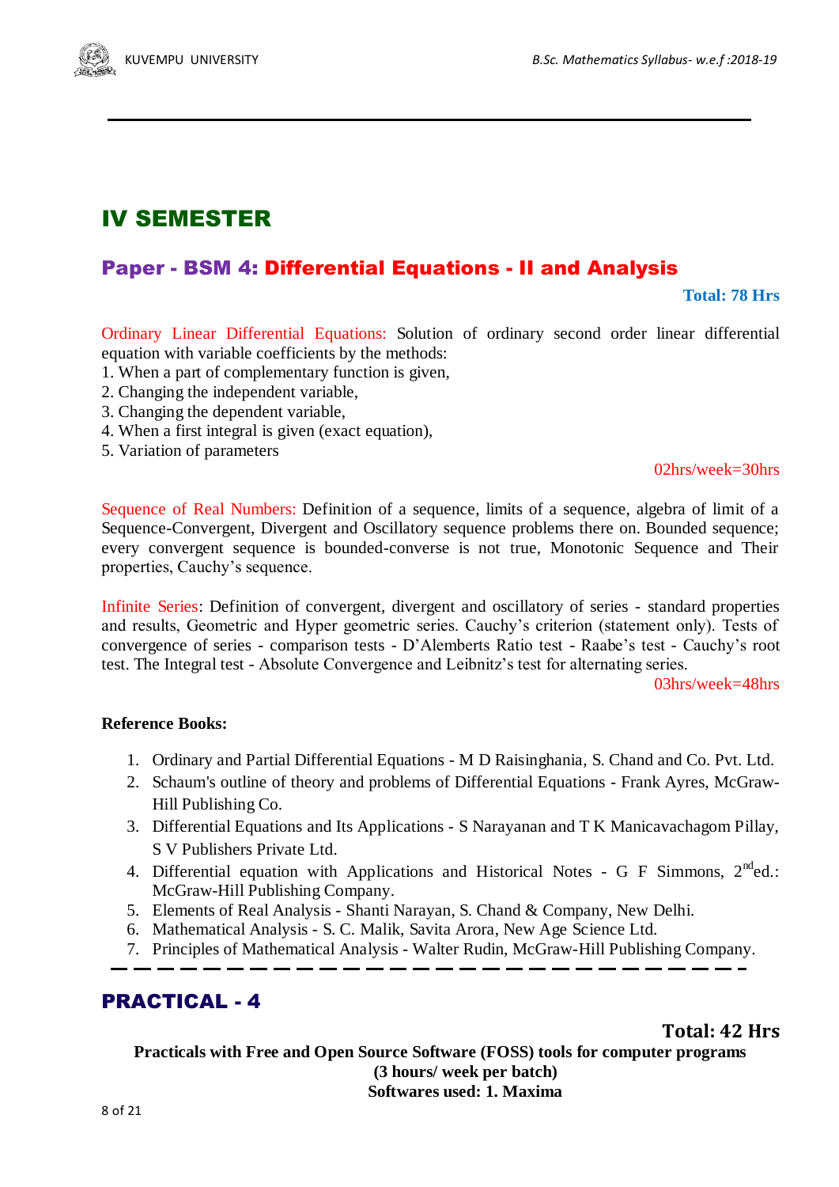# IV SEMESTER

## Paper - BSM 4: Differential Equations - II and Analysis

**Total: 78 Hrs**

Ordinary Linear Differential Equations: Solution of ordinary second order linear differential equation with variable coefficients by the methods:

1. When a part of complementary function is given,
2. Changing the independent variable,
3. Changing the dependent variable,
4. When a first integral is given (exact equation),
5. Variation of parameters

02hrs/week=30hrs

Sequence of Real Numbers: Definition of a sequence, limits of a sequence, algebra of limit of a Sequence-Convergent, Divergent and Oscillatory sequence problems there on. Bounded sequence; every convergent sequence is bounded-converse is not true, Monotonic Sequence and Their properties, Cauchy's sequence.

Infinite Series: Definition of convergent, divergent and oscillatory of series - standard properties and results, Geometric and Hyper geometric series. Cauchy's criterion (statement only). Tests of convergence of series - comparison tests - D'Alemberts Ratio test - Raabe's test - Cauchy's root test. The Integral test - Absolute Convergence and Leibnitz's test for alternating series.

03hrs/week=48hrs

**Reference Books:**

1. Ordinary and Partial Differential Equations - M D Raisinghania, S. Chand and Co. Pvt. Ltd.
2. Schaum's outline of theory and problems of Differential Equations - Frank Ayres, McGraw-Hill Publishing Co.
3. Differential Equations and Its Applications - S Narayanan and T K Manicavachagom Pillay, S V Publishers Private Ltd.
4. Differential equation with Applications and Historical Notes - G F Simmons, 2nd ed.: McGraw-Hill Publishing Company.
5. Elements of Real Analysis - Shanti Narayan, S. Chand & Company, New Delhi.
6. Mathematical Analysis - S. C. Malik, Savita Arora, New Age Science Ltd.
7. Principles of Mathematical Analysis - Walter Rudin, McGraw-Hill Publishing Company.

---

## PRACTICAL - 4

**Total: 42 Hrs**

**Practicals with Free and Open Source Software (FOSS) tools for computer programs**

**(3 hours/ week per batch)**

**Softwares used: 1. Maxima**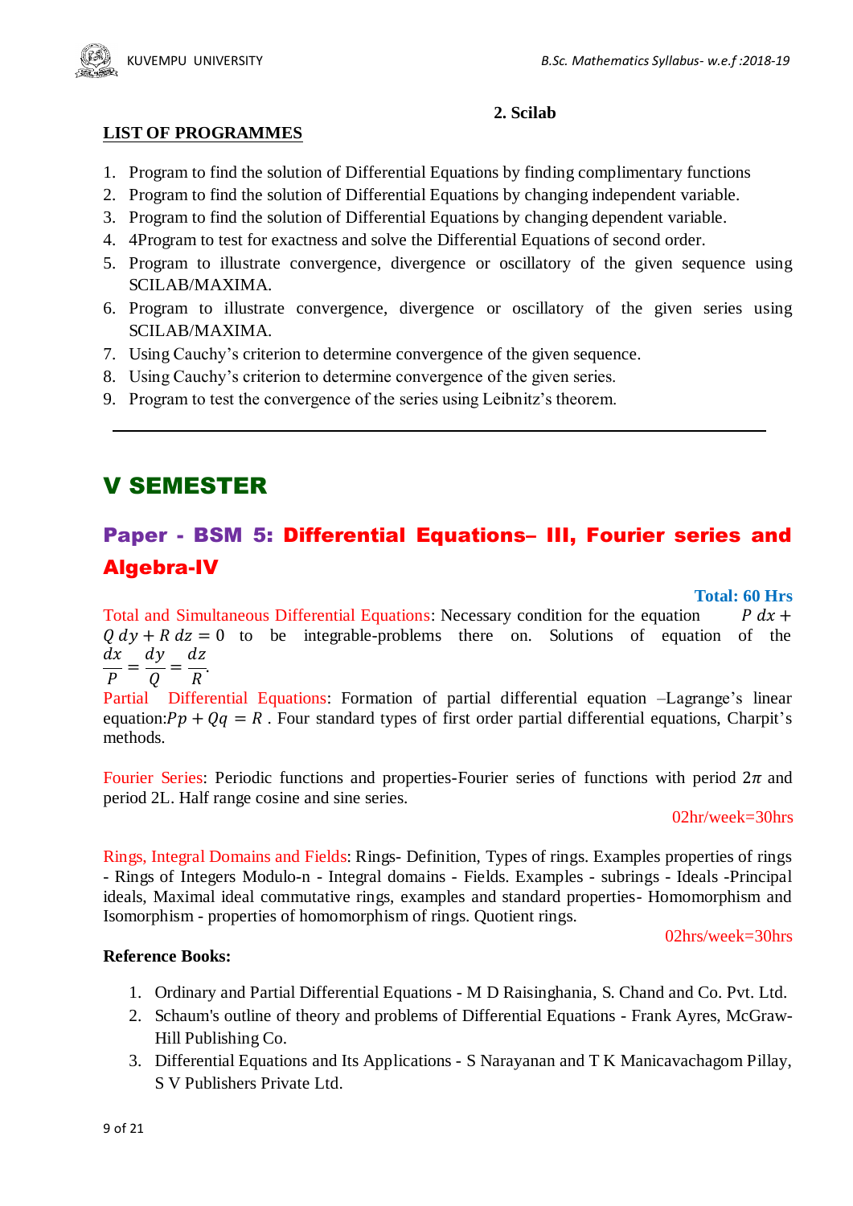**2. Scilab**

**LIST OF PROGRAMMES**

1. Program to find the solution of Differential Equations by finding complimentary functions
2. Program to find the solution of Differential Equations by changing independent variable.
3. Program to find the solution of Differential Equations by changing dependent variable.
4. 4Program to test for exactness and solve the Differential Equations of second order.
5. Program to illustrate convergence, divergence or oscillatory of the given sequence using SCILAB/MAXIMA.
6. Program to illustrate convergence, divergence or oscillatory of the given series using SCILAB/MAXIMA.
7. Using Cauchy's criterion to determine convergence of the given sequence.
8. Using Cauchy's criterion to determine convergence of the given series.
9. Program to test the convergence of the series using Leibnitz's theorem.

---

# V SEMESTER

## Paper - BSM 5: Differential Equations– III, Fourier series and Algebra-IV

**Total: 60 Hrs**

Total and Simultaneous Differential Equations: Necessary condition for the equation $P\,dx + Q\,dy + R\,dz = 0$ to be integrable-problems there on. Solutions of equation of the $\frac{dx}{P} = \frac{dy}{Q} = \frac{dz}{R}$.

Partial Differential Equations: Formation of partial differential equation –Lagrange's linear equation: $Pp + Qq = R$ . Four standard types of first order partial differential equations, Charpit's methods.

Fourier Series: Periodic functions and properties-Fourier series of functions with period $2\pi$ and period 2L. Half range cosine and sine series.

02hr/week=30hrs

Rings, Integral Domains and Fields: Rings- Definition, Types of rings. Examples properties of rings - Rings of Integers Modulo-n - Integral domains - Fields. Examples - subrings - Ideals -Principal ideals, Maximal ideal commutative rings, examples and standard properties- Homomorphism and Isomorphism - properties of homomorphism of rings. Quotient rings.

02hrs/week=30hrs

**Reference Books:**

1. Ordinary and Partial Differential Equations - M D Raisinghania, S. Chand and Co. Pvt. Ltd.
2. Schaum's outline of theory and problems of Differential Equations - Frank Ayres, McGraw-Hill Publishing Co.
3. Differential Equations and Its Applications - S Narayanan and T K Manicavachagom Pillay, S V Publishers Private Ltd.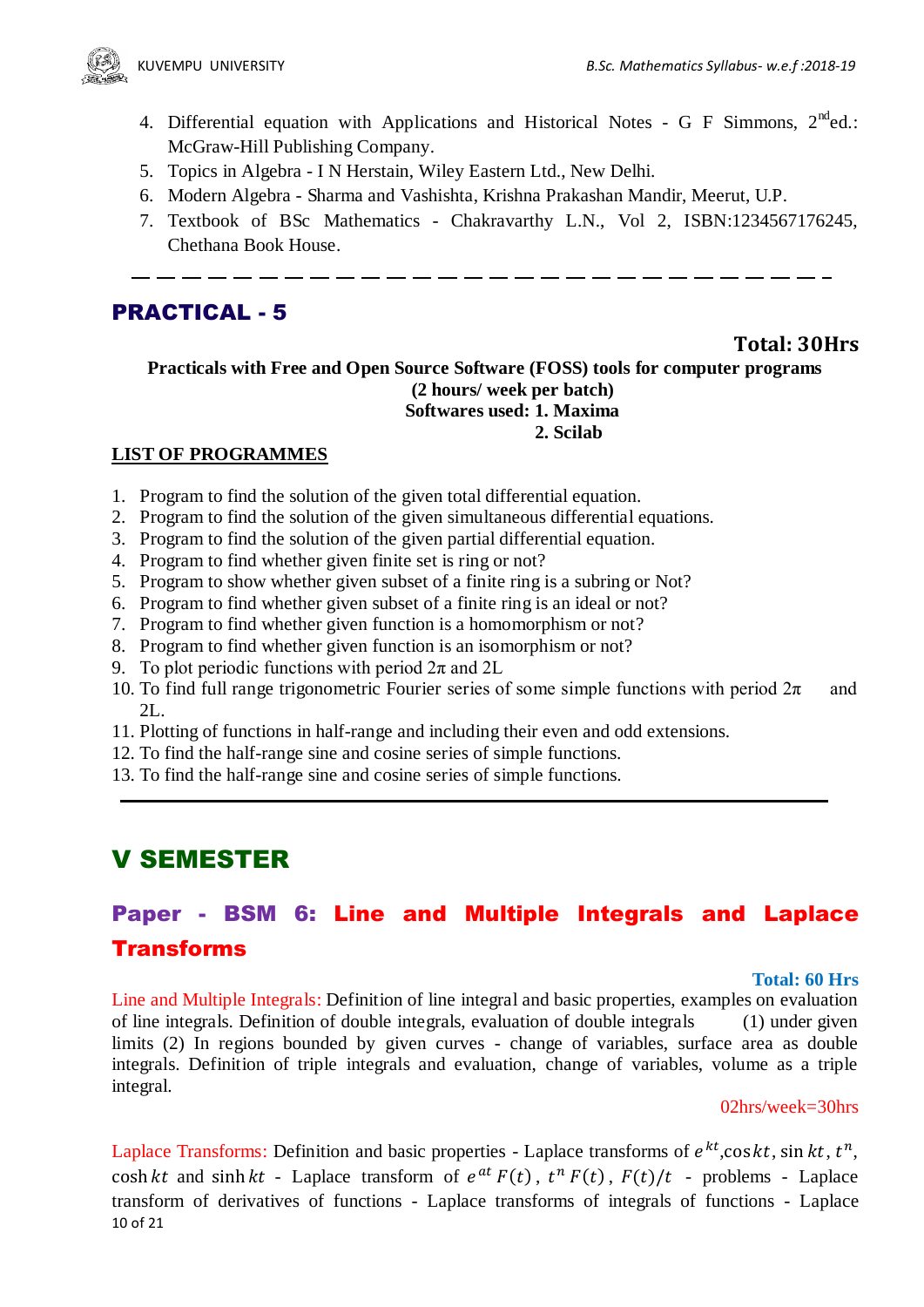4. Differential equation with Applications and Historical Notes - G F Simmons, 2nd ed.: McGraw-Hill Publishing Company.
5. Topics in Algebra - I N Herstain, Wiley Eastern Ltd., New Delhi.
6. Modern Algebra - Sharma and Vashishta, Krishna Prakashan Mandir, Meerut, U.P.
7. Textbook of BSc Mathematics - Chakravarthy L.N., Vol 2, ISBN:1234567176245, Chethana Book House.

---

## PRACTICAL - 5

**Total: 30Hrs**

**Practicals with Free and Open Source Software (FOSS) tools for computer programs**
**(2 hours/ week per batch)**
**Softwares used: 1. Maxima**
**2. Scilab**

**LIST OF PROGRAMMES**

1. Program to find the solution of the given total differential equation.
2. Program to find the solution of the given simultaneous differential equations.
3. Program to find the solution of the given partial differential equation.
4. Program to find whether given finite set is ring or not?
5. Program to show whether given subset of a finite ring is a subring or Not?
6. Program to find whether given subset of a finite ring is an ideal or not?
7. Program to find whether given function is a homomorphism or not?
8. Program to find whether given function is an isomorphism or not?
9. To plot periodic functions with period $2\pi$ and 2L
10. To find full range trigonometric Fourier series of some simple functions with period $2\pi$ and 2L.
11. Plotting of functions in half-range and including their even and odd extensions.
12. To find the half-range sine and cosine series of simple functions.
13. To find the half-range sine and cosine series of simple functions.

---

# V SEMESTER

## Paper - BSM 6: Line and Multiple Integrals and Laplace Transforms

**Total: 60 Hrs**

Line and Multiple Integrals: Definition of line integral and basic properties, examples on evaluation of line integrals. Definition of double integrals, evaluation of double integrals (1) under given limits (2) In regions bounded by given curves - change of variables, surface area as double integrals. Definition of triple integrals and evaluation, change of variables, volume as a triple integral.

02hrs/week=30hrs

Laplace Transforms: Definition and basic properties - Laplace transforms of $e^{kt}$, $\cos kt$, $\sin kt$, $t^n$, $\cosh kt$ and $\sinh kt$ - Laplace transform of $e^{at}F(t)$, $t^n F(t)$, $F(t)/t$ - problems - Laplace transform of derivatives of functions - Laplace transforms of integrals of functions - Laplace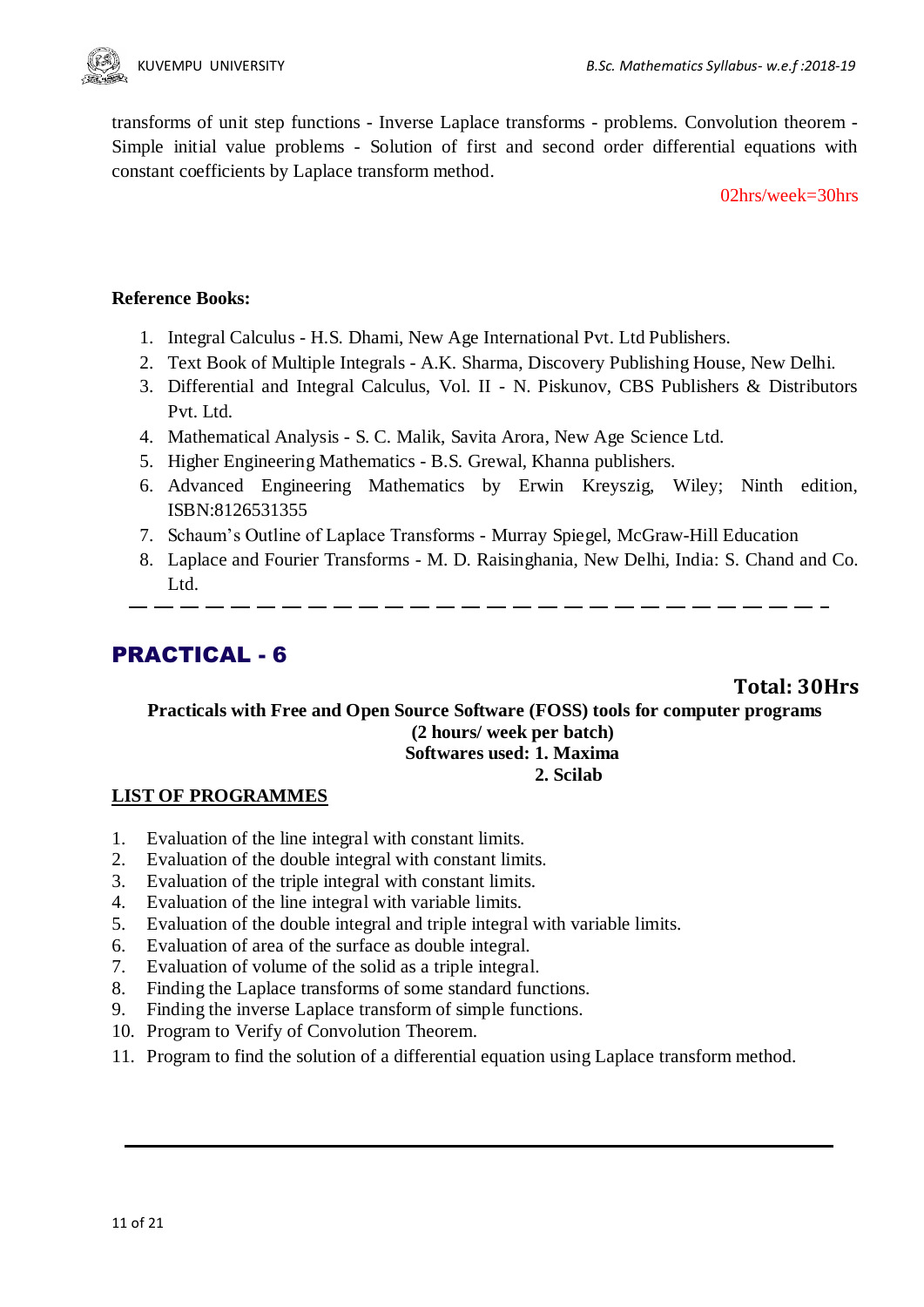transforms of unit step functions - Inverse Laplace transforms - problems. Convolution theorem - Simple initial value problems - Solution of first and second order differential equations with constant coefficients by Laplace transform method.

02hrs/week=30hrs

**Reference Books:**

1. Integral Calculus - H.S. Dhami, New Age International Pvt. Ltd Publishers.
2. Text Book of Multiple Integrals - A.K. Sharma, Discovery Publishing House, New Delhi.
3. Differential and Integral Calculus, Vol. II - N. Piskunov, CBS Publishers & Distributors Pvt. Ltd.
4. Mathematical Analysis - S. C. Malik, Savita Arora, New Age Science Ltd.
5. Higher Engineering Mathematics - B.S. Grewal, Khanna publishers.
6. Advanced Engineering Mathematics by Erwin Kreyszig, Wiley; Ninth edition, ISBN:8126531355
7. Schaum's Outline of Laplace Transforms - Murray Spiegel, McGraw-Hill Education
8. Laplace and Fourier Transforms - M. D. Raisinghania, New Delhi, India: S. Chand and Co. Ltd.

---

## PRACTICAL - 6

**Total: 30Hrs**

**Practicals with Free and Open Source Software (FOSS) tools for computer programs**
**(2 hours/ week per batch)**
**Softwares used: 1. Maxima**
**2. Scilab**

**LIST OF PROGRAMMES**

1. Evaluation of the line integral with constant limits.
2. Evaluation of the double integral with constant limits.
3. Evaluation of the triple integral with constant limits.
4. Evaluation of the line integral with variable limits.
5. Evaluation of the double integral and triple integral with variable limits.
6. Evaluation of area of the surface as double integral.
7. Evaluation of volume of the solid as a triple integral.
8. Finding the Laplace transforms of some standard functions.
9. Finding the inverse Laplace transform of simple functions.
10. Program to Verify of Convolution Theorem.
11. Program to find the solution of a differential equation using Laplace transform method.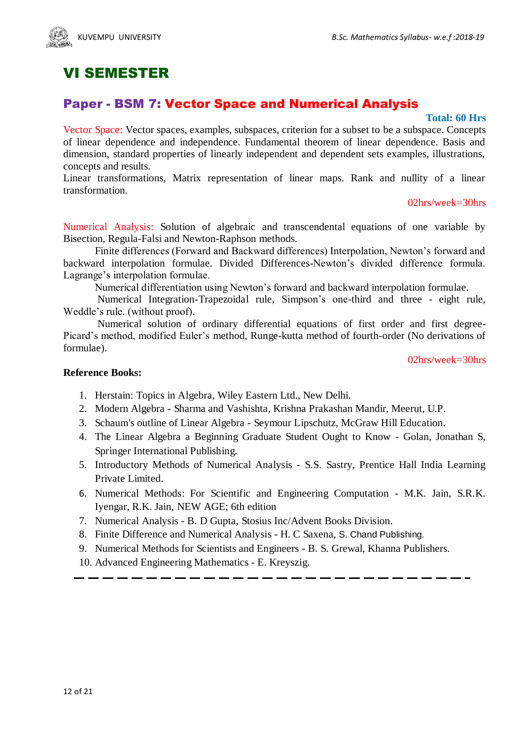# VI SEMESTER

## Paper - BSM 7: Vector Space and Numerical Analysis

**Total: 60 Hrs**

Vector Space: Vector spaces, examples, subspaces, criterion for a subset to be a subspace. Concepts of linear dependence and independence. Fundamental theorem of linear dependence. Basis and dimension, standard properties of linearly independent and dependent sets examples, illustrations, concepts and results.

Linear transformations, Matrix representation of linear maps. Rank and nullity of a linear transformation.

02hrs/week=30hrs

Numerical Analysis: Solution of algebraic and transcendental equations of one variable by Bisection, Regula-Falsi and Newton-Raphson methods.

Finite differences (Forward and Backward differences) Interpolation, Newton's forward and backward interpolation formulae. Divided Differences-Newton's divided difference formula. Lagrange's interpolation formulae.

Numerical differentiation using Newton's forward and backward interpolation formulae.

Numerical Integration-Trapezoidal rule, Simpson's one-third and three - eight rule, Weddle's rule. (without proof).

Numerical solution of ordinary differential equations of first order and first degree-Picard's method, modified Euler's method, Runge-kutta method of fourth-order (No derivations of formulae).

02hrs/week=30hrs

**Reference Books:**

1. Herstain: Topics in Algebra, Wiley Eastern Ltd., New Delhi.
2. Modern Algebra - Sharma and Vashishta, Krishna Prakashan Mandir, Meerut, U.P.
3. Schaum's outline of Linear Algebra - Seymour Lipschutz, McGraw Hill Education.
4. The Linear Algebra a Beginning Graduate Student Ought to Know - Golan, Jonathan S, Springer International Publishing.
5. Introductory Methods of Numerical Analysis - S.S. Sastry, Prentice Hall India Learning Private Limited.
6. Numerical Methods: For Scientific and Engineering Computation - M.K. Jain, S.R.K. Iyengar, R.K. Jain, NEW AGE; 6th edition
7. Numerical Analysis - B. D Gupta, Stosius Inc/Advent Books Division.
8. Finite Difference and Numerical Analysis - H. C Saxena, S. Chand Publishing.
9. Numerical Methods for Scientists and Engineers - B. S. Grewal, Khanna Publishers.
10. Advanced Engineering Mathematics - E. Kreyszig.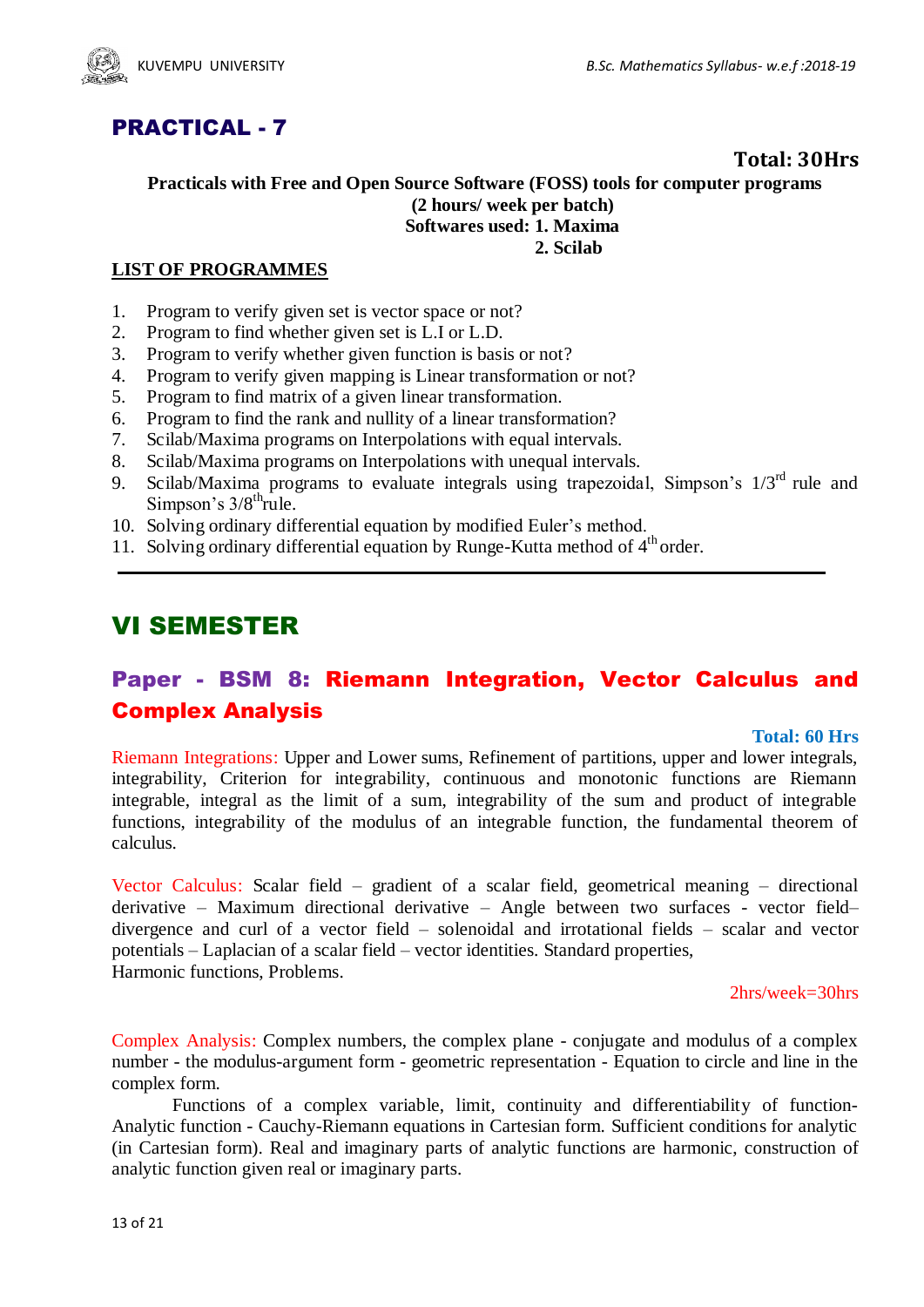## PRACTICAL - 7

**Total: 30Hrs**

**Practicals with Free and Open Source Software (FOSS) tools for computer programs**
**(2 hours/ week per batch)**
**Softwares used: 1. Maxima**
**2. Scilab**

**LIST OF PROGRAMMES**

1. Program to verify given set is vector space or not?
2. Program to find whether given set is L.I or L.D.
3. Program to verify whether given function is basis or not?
4. Program to verify given mapping is Linear transformation or not?
5. Program to find matrix of a given linear transformation.
6. Program to find the rank and nullity of a linear transformation?
7. Scilab/Maxima programs on Interpolations with equal intervals.
8. Scilab/Maxima programs on Interpolations with unequal intervals.
9. Scilab/Maxima programs to evaluate integrals using trapezoidal, Simpson's $1/3^{rd}$ rule and Simpson's $3/8^{th}$ rule.
10. Solving ordinary differential equation by modified Euler's method.
11. Solving ordinary differential equation by Runge-Kutta method of $4^{th}$ order.

---

# VI SEMESTER

## Paper - BSM 8: Riemann Integration, Vector Calculus and Complex Analysis

**Total: 60 Hrs**

Riemann Integrations: Upper and Lower sums, Refinement of partitions, upper and lower integrals, integrability, Criterion for integrability, continuous and monotonic functions are Riemann integrable, integral as the limit of a sum, integrability of the sum and product of integrable functions, integrability of the modulus of an integrable function, the fundamental theorem of calculus.

Vector Calculus: Scalar field – gradient of a scalar field, geometrical meaning – directional derivative – Maximum directional derivative – Angle between two surfaces - vector field– divergence and curl of a vector field – solenoidal and irrotational fields – scalar and vector potentials – Laplacian of a scalar field – vector identities. Standard properties, Harmonic functions, Problems.

2hrs/week=30hrs

Complex Analysis: Complex numbers, the complex plane - conjugate and modulus of a complex number - the modulus-argument form - geometric representation - Equation to circle and line in the complex form.

Functions of a complex variable, limit, continuity and differentiability of function- Analytic function - Cauchy-Riemann equations in Cartesian form. Sufficient conditions for analytic (in Cartesian form). Real and imaginary parts of analytic functions are harmonic, construction of analytic function given real or imaginary parts.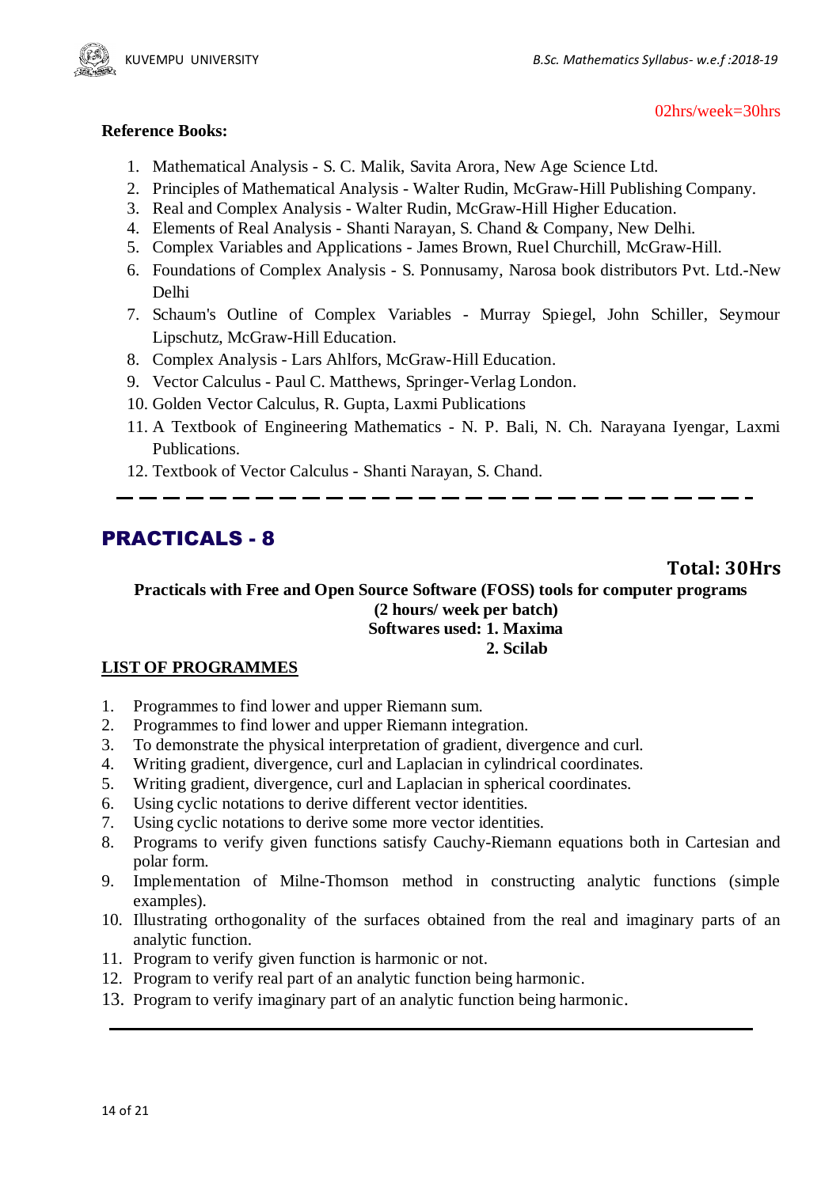02hrs/week=30hrs

**Reference Books:**

1. Mathematical Analysis - S. C. Malik, Savita Arora, New Age Science Ltd.
2. Principles of Mathematical Analysis - Walter Rudin, McGraw-Hill Publishing Company.
3. Real and Complex Analysis - Walter Rudin, McGraw-Hill Higher Education.
4. Elements of Real Analysis - Shanti Narayan, S. Chand & Company, New Delhi.
5. Complex Variables and Applications - James Brown, Ruel Churchill, McGraw-Hill.
6. Foundations of Complex Analysis - S. Ponnusamy, Narosa book distributors Pvt. Ltd.-New Delhi
7. Schaum's Outline of Complex Variables - Murray Spiegel, John Schiller, Seymour Lipschutz, McGraw-Hill Education.
8. Complex Analysis - Lars Ahlfors, McGraw-Hill Education.
9. Vector Calculus - Paul C. Matthews, Springer-Verlag London.
10. Golden Vector Calculus, R. Gupta, Laxmi Publications
11. A Textbook of Engineering Mathematics - N. P. Bali, N. Ch. Narayana Iyengar, Laxmi Publications.
12. Textbook of Vector Calculus - Shanti Narayan, S. Chand.

---

## PRACTICALS - 8

**Total: 30Hrs**

**Practicals with Free and Open Source Software (FOSS) tools for computer programs**
**(2 hours/ week per batch)**
**Softwares used: 1. Maxima**
**2. Scilab**

**LIST OF PROGRAMMES**

1. Programmes to find lower and upper Riemann sum.
2. Programmes to find lower and upper Riemann integration.
3. To demonstrate the physical interpretation of gradient, divergence and curl.
4. Writing gradient, divergence, curl and Laplacian in cylindrical coordinates.
5. Writing gradient, divergence, curl and Laplacian in spherical coordinates.
6. Using cyclic notations to derive different vector identities.
7. Using cyclic notations to derive some more vector identities.
8. Programs to verify given functions satisfy Cauchy-Riemann equations both in Cartesian and polar form.
9. Implementation of Milne-Thomson method in constructing analytic functions (simple examples).
10. Illustrating orthogonality of the surfaces obtained from the real and imaginary parts of an analytic function.
11. Program to verify given function is harmonic or not.
12. Program to verify real part of an analytic function being harmonic.
13. Program to verify imaginary part of an analytic function being harmonic.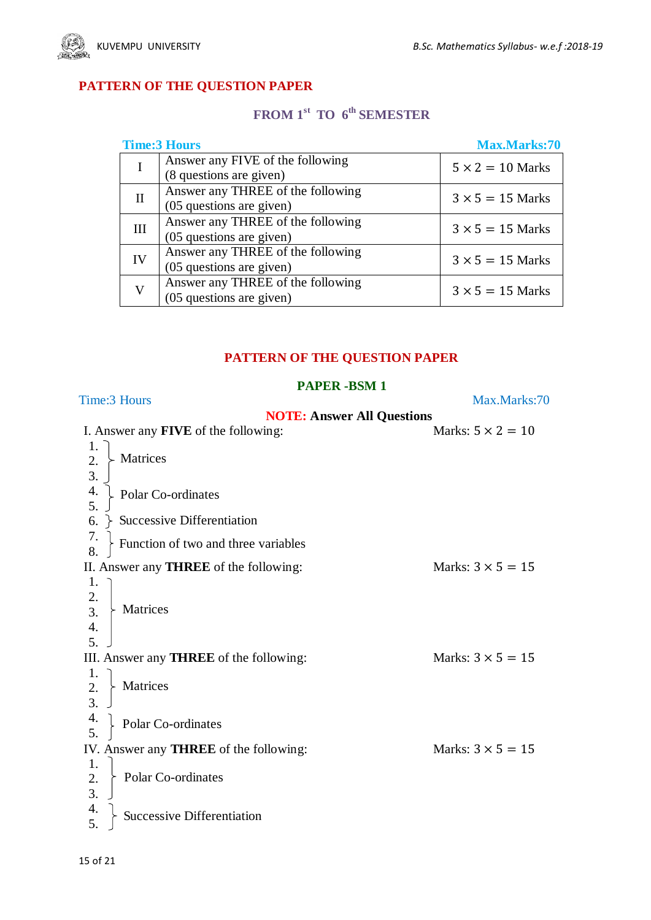## PATTERN OF THE QUESTION PAPER

### FROM 1[st] TO 6[th] SEMESTER

**Time:3 Hours** **Max.Marks:70**

| | | |
|---|---|---|
| I | Answer any FIVE of the following (8 questions are given) | $5 \times 2 = 10$ Marks |
| II | Answer any THREE of the following (05 questions are given) | $3 \times 5 = 15$ Marks |
| III | Answer any THREE of the following (05 questions are given) | $3 \times 5 = 15$ Marks |
| IV | Answer any THREE of the following (05 questions are given) | $3 \times 5 = 15$ Marks |
| V | Answer any THREE of the following (05 questions are given) | $3 \times 5 = 15$ Marks |

## PATTERN OF THE QUESTION PAPER

### PAPER -BSM 1

Time:3 Hours Max.Marks:70

**NOTE: Answer All Questions**

I. Answer any **FIVE** of the following: Marks: $5 \times 2 = 10$

1. 2. 3. } Matrices
4. 5. } Polar Co-ordinates
6. } Successive Differentiation
7. 8. } Function of two and three variables

II. Answer any **THREE** of the following: Marks: $3 \times 5 = 15$

1. 2. 3. 4. 5. } Matrices

III. Answer any **THREE** of the following: Marks: $3 \times 5 = 15$

1. 2. 3. } Matrices
4. 5. } Polar Co-ordinates

IV. Answer any **THREE** of the following: Marks: $3 \times 5 = 15$

1. 2. 3. } Polar Co-ordinates
4. 5. } Successive Differentiation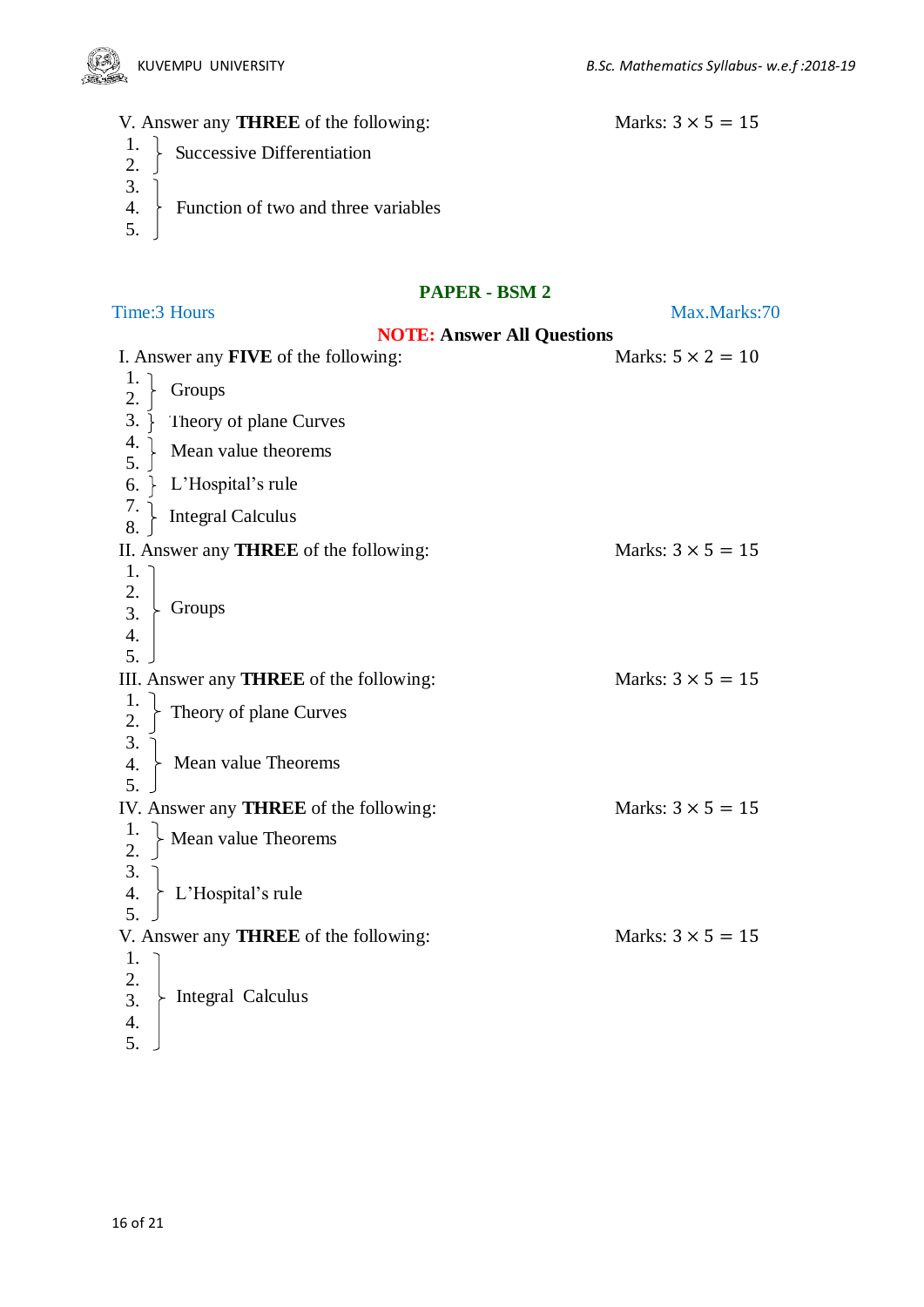V. Answer any **THREE** of the following: Marks: $3 \times 5 = 15$

| Questions | Topic |
|---|---|
| 1, 2 | Successive Differentiation |
| 3, 4, 5 | Function of two and three variables |

## PAPER - BSM 2

Time:3 Hours Max.Marks:70

**NOTE: Answer All Questions**

I. Answer any **FIVE** of the following: Marks: $5 \times 2 = 10$

| Questions | Topic |
|---|---|
| 1, 2 | Groups |
| 3 | Theory of plane Curves |
| 4, 5 | Mean value theorems |
| 6 | L'Hospital's rule |
| 7, 8 | Integral Calculus |

II. Answer any **THREE** of the following: Marks: $3 \times 5 = 15$

| Questions | Topic |
|---|---|
| 1, 2, 3, 4, 5 | Groups |

III. Answer any **THREE** of the following: Marks: $3 \times 5 = 15$

| Questions | Topic |
|---|---|
| 1, 2 | Theory of plane Curves |
| 3, 4, 5 | Mean value Theorems |

IV. Answer any **THREE** of the following: Marks: $3 \times 5 = 15$

| Questions | Topic |
|---|---|
| 1, 2 | Mean value Theorems |
| 3, 4, 5 | L'Hospital's rule |

V. Answer any **THREE** of the following: Marks: $3 \times 5 = 15$

| Questions | Topic |
|---|---|
| 1, 2, 3, 4, 5 | Integral Calculus |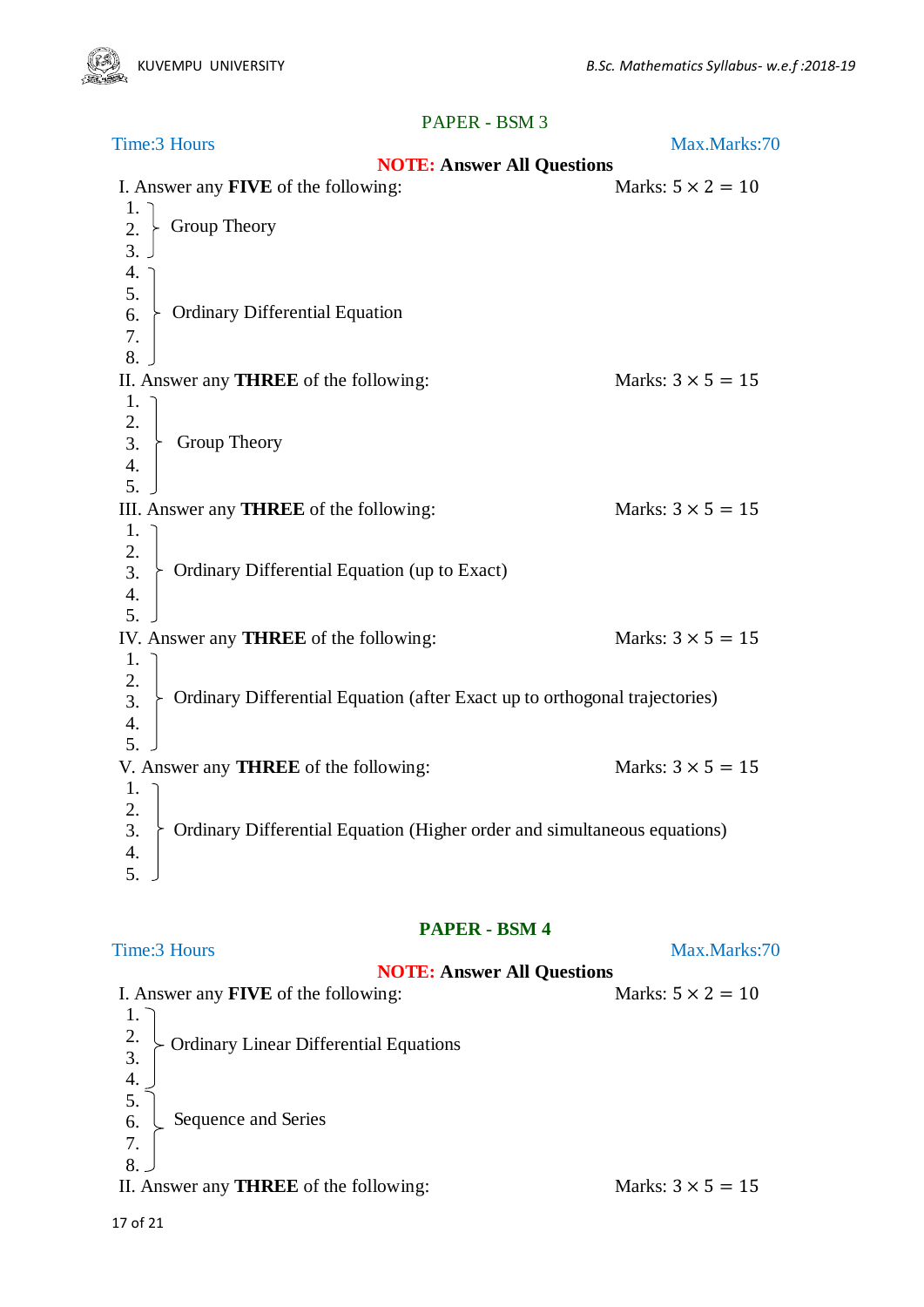## PAPER - BSM 3

Time:3 Hours | Max.Marks:70

**NOTE: Answer All Questions**

I. Answer any **FIVE** of the following: Marks: $5 \times 2 = 10$

1.
2.
3.

} Group Theory

4.
5.
6.
7.
8.

} Ordinary Differential Equation

II. Answer any **THREE** of the following: Marks: $3 \times 5 = 15$

1.
2.
3.
4.
5.

} Group Theory

III. Answer any **THREE** of the following: Marks: $3 \times 5 = 15$

1.
2.
3.
4.
5.

} Ordinary Differential Equation (up to Exact)

IV. Answer any **THREE** of the following: Marks: $3 \times 5 = 15$

1.
2.
3.
4.
5.

} Ordinary Differential Equation (after Exact up to orthogonal trajectories)

V. Answer any **THREE** of the following: Marks: $3 \times 5 = 15$

1.
2.
3.
4.
5.

} Ordinary Differential Equation (Higher order and simultaneous equations)

## PAPER - BSM 4

Time:3 Hours | Max.Marks:70

**NOTE: Answer All Questions**

I. Answer any **FIVE** of the following: Marks: $5 \times 2 = 10$

1.
2.
3.
4.

} Ordinary Linear Differential Equations

5.
6.
7.
8.

} Sequence and Series

II. Answer any **THREE** of the following: Marks: $3 \times 5 = 15$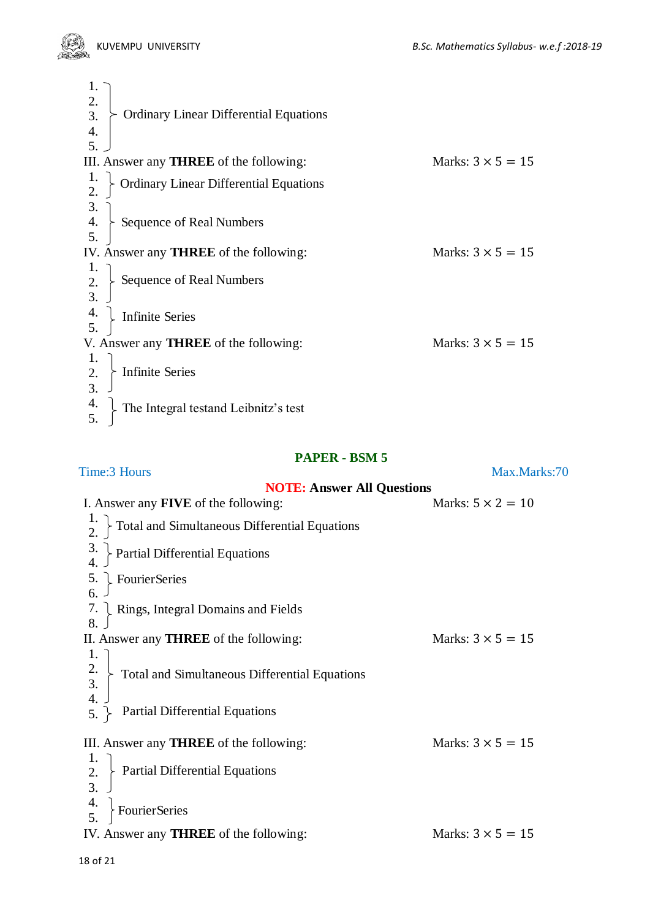1.
2.
3.
4.
5.

} Ordinary Linear Differential Equations

III. Answer any **THREE** of the following: Marks: $3 \times 5 = 15$

1.
2.

} Ordinary Linear Differential Equations

3.
4.
5.

} Sequence of Real Numbers

IV. Answer any **THREE** of the following: Marks: $3 \times 5 = 15$

1.
2.
3.

} Sequence of Real Numbers

4.
5.

} Infinite Series

V. Answer any **THREE** of the following: Marks: $3 \times 5 = 15$

1.
2.
3.

} Infinite Series

4.
5.

} The Integral testand Leibnitz's test

## PAPER - BSM 5

Time:3 Hours Max.Marks:70

**NOTE: Answer All Questions**

I. Answer any **FIVE** of the following: Marks: $5 \times 2 = 10$

1.
2.

} Total and Simultaneous Differential Equations

3.
4.

} Partial Differential Equations

5.
6.

} FourierSeries

7.
8.

} Rings, Integral Domains and Fields

II. Answer any **THREE** of the following: Marks: $3 \times 5 = 15$

1.
2.
3.
4.

} Total and Simultaneous Differential Equations

5. } Partial Differential Equations

III. Answer any **THREE** of the following: Marks: $3 \times 5 = 15$

1.
2.
3.

} Partial Differential Equations

4.
5.

} FourierSeries

IV. Answer any **THREE** of the following: Marks: $3 \times 5 = 15$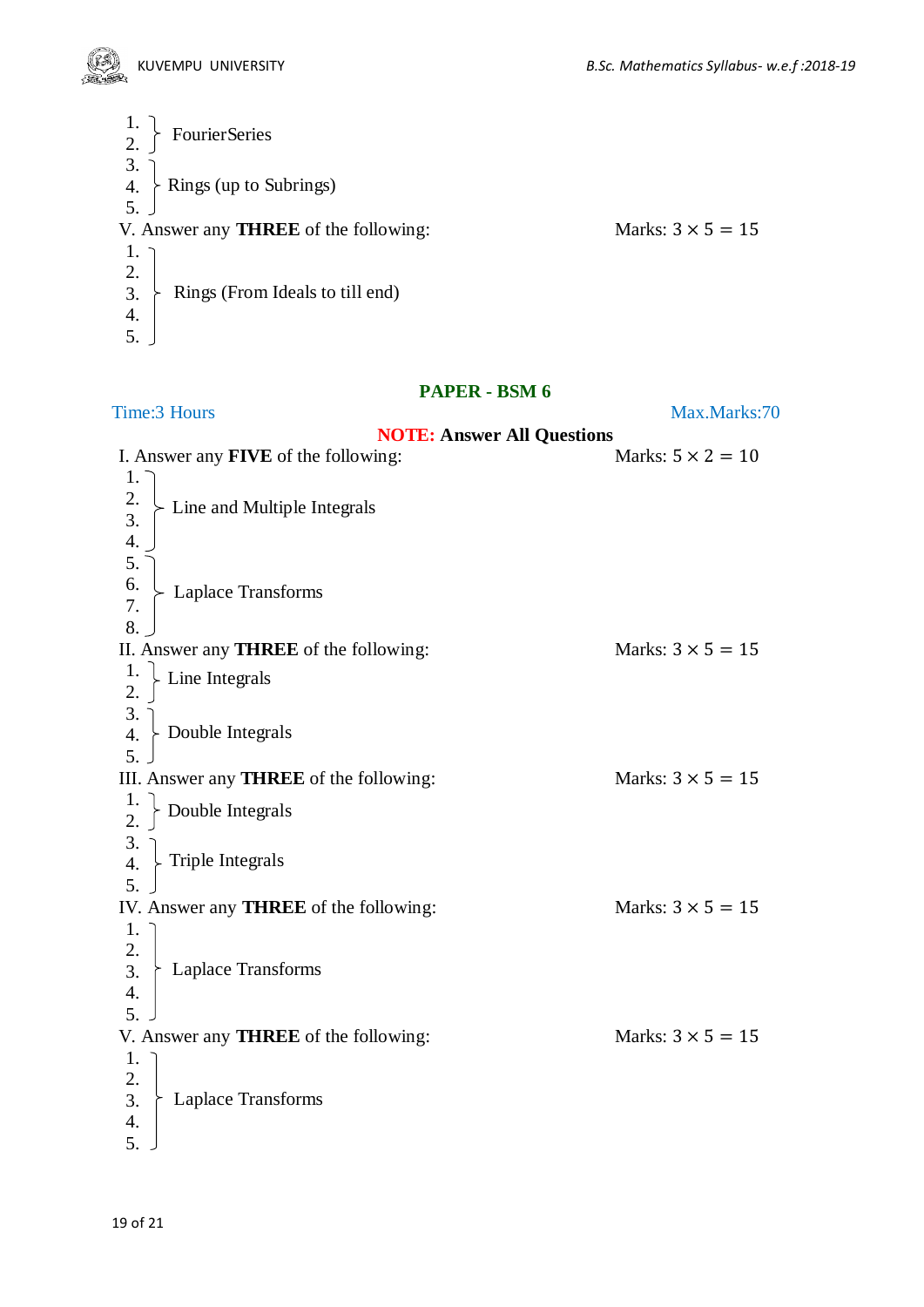1. } FourierSeries
2.

3. } Rings (up to Subrings)
4.
5.

V. Answer any **THREE** of the following: Marks: $3 \times 5 = 15$

1. } Rings (From Ideals to till end)
2.
3.
4.
5.

## PAPER - BSM 6

Time:3 Hours Max.Marks:70

**NOTE: Answer All Questions**

I. Answer any **FIVE** of the following: Marks: $5 \times 2 = 10$

1. } Line and Multiple Integrals
2.
3.
4.

5. } Laplace Transforms
6.
7.
8.

II. Answer any **THREE** of the following: Marks: $3 \times 5 = 15$

1. } Line Integrals
2.

3. } Double Integrals
4.
5.

III. Answer any **THREE** of the following: Marks: $3 \times 5 = 15$

1. } Double Integrals
2.

3. } Triple Integrals
4.
5.

IV. Answer any **THREE** of the following: Marks: $3 \times 5 = 15$

1. } Laplace Transforms
2.
3.
4.
5.

V. Answer any **THREE** of the following: Marks: $3 \times 5 = 15$

1. } Laplace Transforms
2.
3.
4.
5.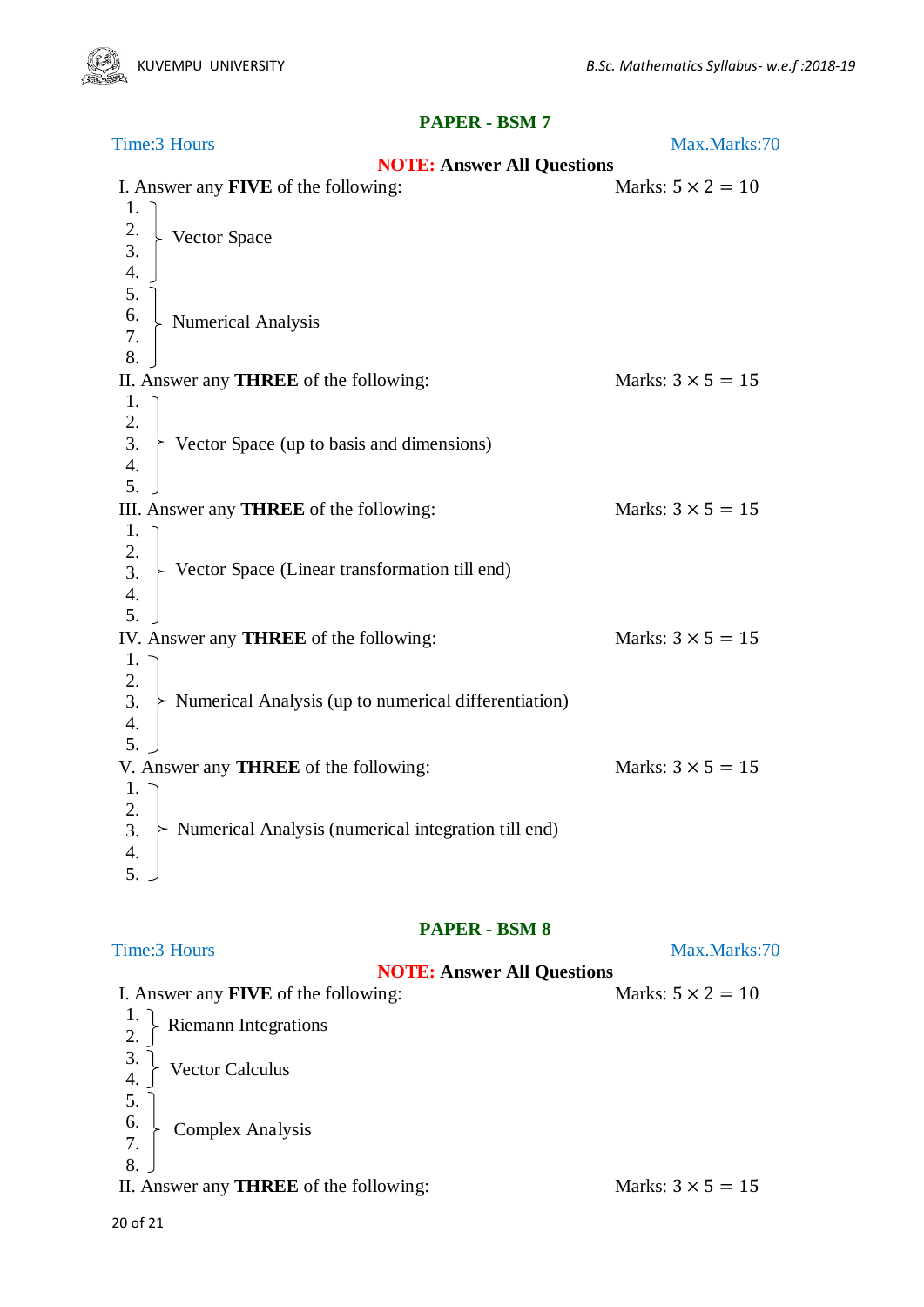## PAPER - BSM 7

Time:3 Hours | Max.Marks:70

**NOTE: Answer All Questions**

I. Answer any **FIVE** of the following: Marks: $5 \times 2 = 10$

1. 
2. 
3. 
4. } Vector Space
5. 
6. 
7. 
8. } Numerical Analysis

II. Answer any **THREE** of the following: Marks: $3 \times 5 = 15$

1. 
2. 
3. 
4. 
5. } Vector Space (up to basis and dimensions)

III. Answer any **THREE** of the following: Marks: $3 \times 5 = 15$

1. 
2. 
3. 
4. 
5. } Vector Space (Linear transformation till end)

IV. Answer any **THREE** of the following: Marks: $3 \times 5 = 15$

1. 
2. 
3. 
4. 
5. } Numerical Analysis (up to numerical differentiation)

V. Answer any **THREE** of the following: Marks: $3 \times 5 = 15$

1. 
2. 
3. 
4. 
5. } Numerical Analysis (numerical integration till end)

## PAPER - BSM 8

Time:3 Hours | Max.Marks:70

**NOTE: Answer All Questions**

I. Answer any **FIVE** of the following: Marks: $5 \times 2 = 10$

1. 
2. } Riemann Integrations
3. 
4. } Vector Calculus
5. 
6. 
7. 
8. } Complex Analysis

II. Answer any **THREE** of the following: Marks: $3 \times 5 = 15$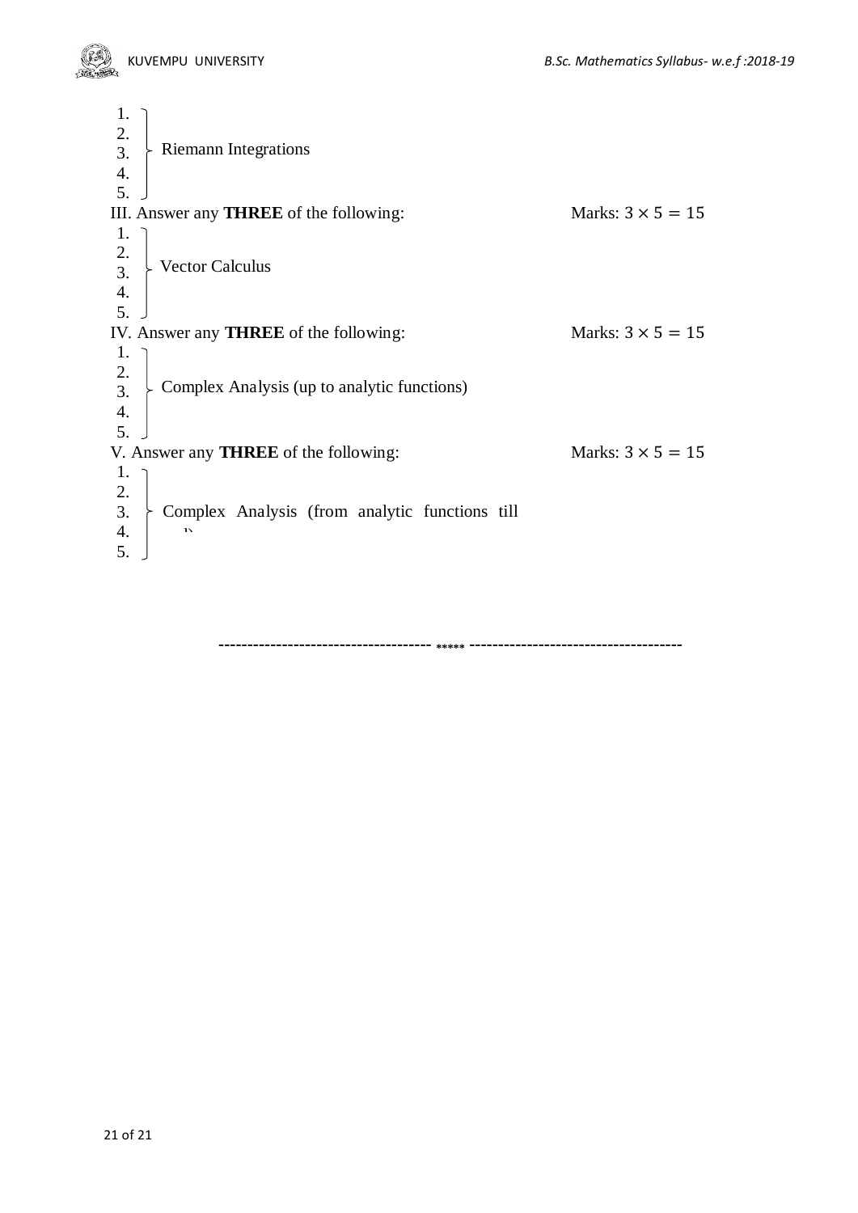1.
2.
3. Riemann Integrations
4.
5.

III. Answer any **THREE** of the following: Marks: $3 \times 5 = 15$

1.
2.
3. Vector Calculus
4.
5.

IV. Answer any **THREE** of the following: Marks: $3 \times 5 = 15$

1.
2.
3. Complex Analysis (up to analytic functions)
4.
5.

V. Answer any **THREE** of the following: Marks: $3 \times 5 = 15$

1.
2.
3. Complex Analysis (from analytic functions till
4.
5.

------------------------------------ ***** ------------------------------------